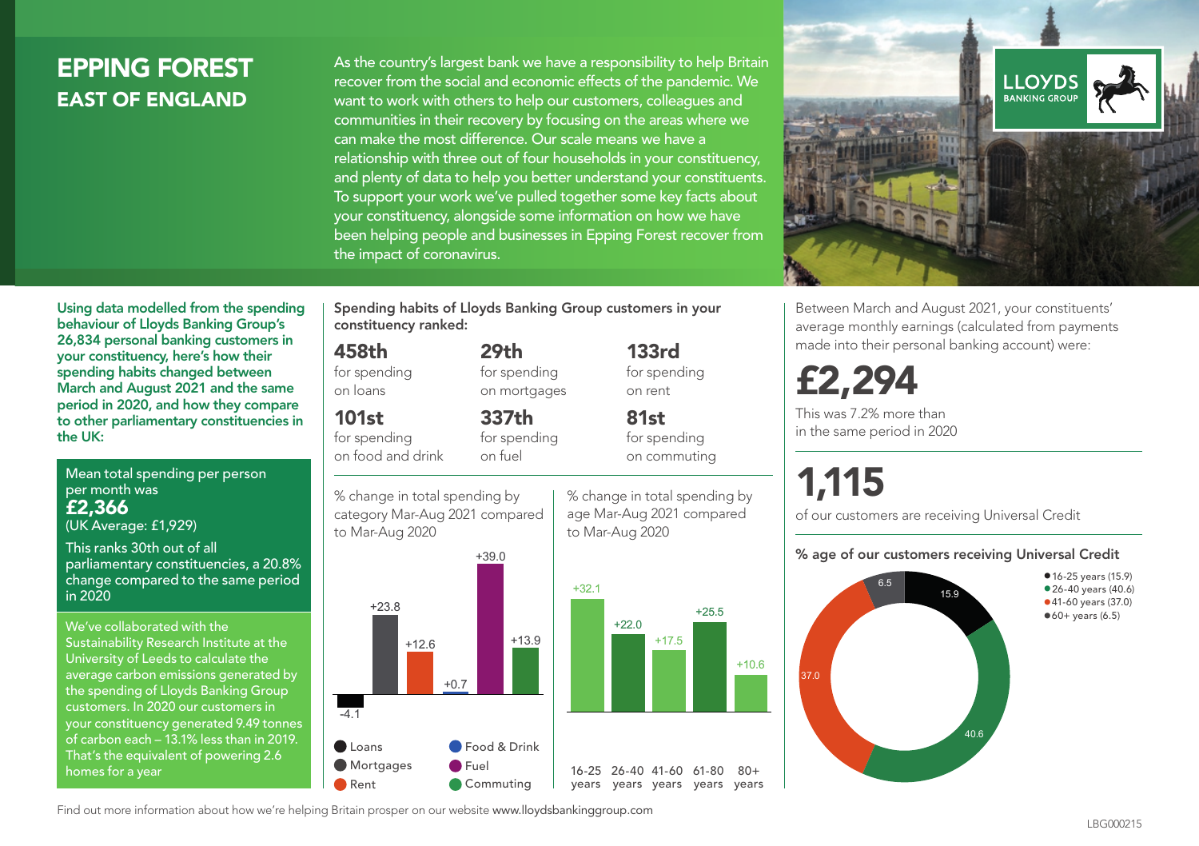# EPPING FOREST
## EAST OF ENGLAND

As the country's largest bank we have a responsibility to help Britain recover from the social and economic effects of the pandemic. We want to work with others to help our customers, colleagues and communities in their recovery by focusing on the areas where we can make the most difference. Our scale means we have a relationship with three out of four households in your constituency, and plenty of data to help you better understand your constituents. To support your work we've pulled together some key facts about your constituency, alongside some information on how we have been helping people and businesses in Epping Forest recover from the impact of coronavirus.

LLOYDS BANKING GROUP

**Using data modelled from the spending behaviour of Lloyds Banking Group's 26,834 personal banking customers in your constituency, here's how their spending habits changed between March and August 2021 and the same period in 2020, and how they compare to other parliamentary constituencies in the UK:**

Mean total spending per person per month was
**£2,366**
(UK Average: £1,929)

This ranks 30th out of all parliamentary constituencies, a 20.8% change compared to the same period in 2020

We've collaborated with the Sustainability Research Institute at the University of Leeds to calculate the average carbon emissions generated by the spending of Lloyds Banking Group customers. In 2020 our customers in your constituency generated 9.49 tonnes of carbon each – 13.1% less than in 2019. That's the equivalent of powering 2.6 homes for a year

**Spending habits of Lloyds Banking Group customers in your constituency ranked:**

| Rank | Category |
|---|---|
| **458th** | for spending on loans |
| **29th** | for spending on mortgages |
| **133rd** | for spending on rent |
| **101st** | for spending on food and drink |
| **337th** | for spending on fuel |
| **81st** | for spending on commuting |

% change in total spending by category Mar-Aug 2021 compared to Mar-Aug 2020

| Category | % change |
|---|---|
| Loans | -4.1 |
| Mortgages | +23.8 |
| Rent | +12.6 |
| Food & Drink | +0.7 |
| Fuel | +39.0 |
| Commuting | +13.9 |

% change in total spending by age Mar-Aug 2021 compared to Mar-Aug 2020

| Age | % change |
|---|---|
| 16-25 years | +32.1 |
| 26-40 years | +22.0 |
| 41-60 years | +17.5 |
| 61-80 years | +25.5 |
| 80+ years | +10.6 |

Between March and August 2021, your constituents' average monthly earnings (calculated from payments made into their personal banking account) were:

**£2,294**

This was 7.2% more than in the same period in 2020

**1,115**

of our customers are receiving Universal Credit

**% age of our customers receiving Universal Credit**

| Age | % |
|---|---|
| 16-25 years | 15.9 |
| 26-40 years | 40.6 |
| 41-60 years | 37.0 |
| 60+ years | 6.5 |

Find out more information about how we're helping Britain prosper on our website www.lloydsbankinggroup.com

LBG000215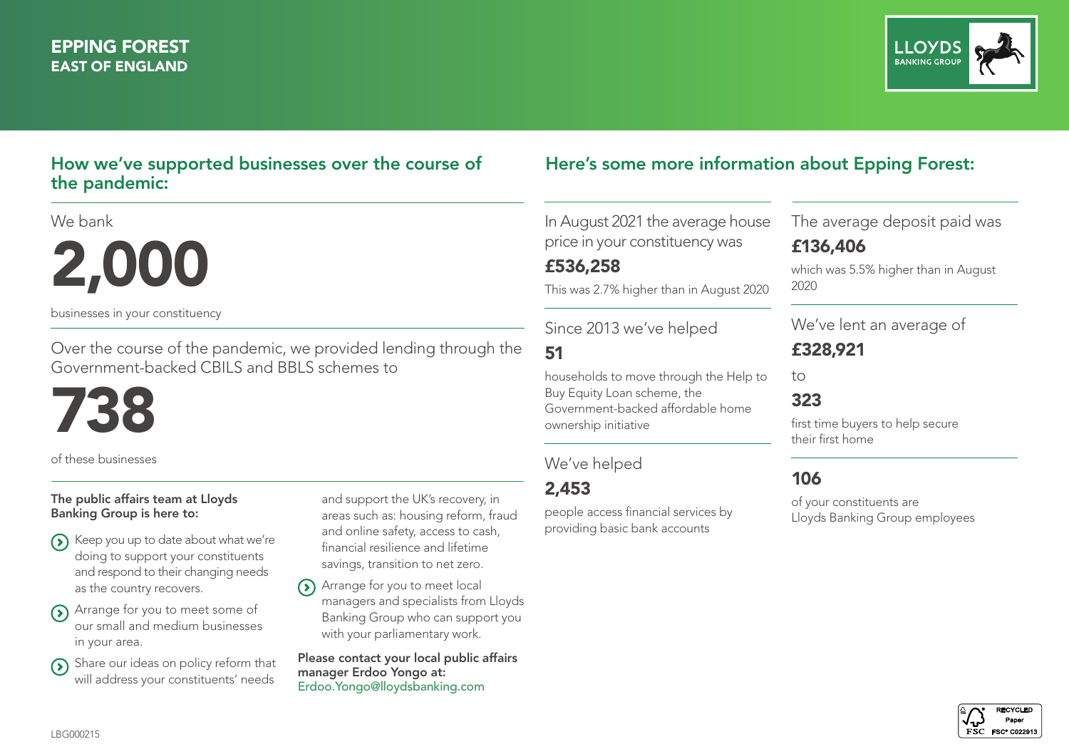# EPPING FOREST
## EAST OF ENGLAND

## How we've supported businesses over the course of the pandemic:

We bank

**2,000**

businesses in your constituency

Over the course of the pandemic, we provided lending through the Government-backed CBILS and BBLS schemes to

**738**

of these businesses

**The public affairs team at Lloyds Banking Group is here to:**

- Keep you up to date about what we're doing to support your constituents and respond to their changing needs as the country recovers.
- Arrange for you to meet some of our small and medium businesses in your area.
- Share our ideas on policy reform that will address your constituents' needs and support the UK's recovery, in areas such as: housing reform, fraud and online safety, access to cash, financial resilience and lifetime savings, transition to net zero.
- Arrange for you to meet local managers and specialists from Lloyds Banking Group who can support you with your parliamentary work.

**Please contact your local public affairs manager Erdoo Yongo at:**
Erdoo.Yongo@lloydsbanking.com

## Here's some more information about Epping Forest:

In August 2021 the average house price in your constituency was

**£536,258**

This was 2.7% higher than in August 2020

The average deposit paid was

**£136,406**

which was 5.5% higher than in August 2020

Since 2013 we've helped

**51**

households to move through the Help to Buy Equity Loan scheme, the Government-backed affordable home ownership initiative

We've lent an average of

**£328,921**

to

**323**

first time buyers to help secure their first home

We've helped

**2,453**

people access financial services by providing basic bank accounts

**106**

of your constituents are Lloyds Banking Group employees

LBG000215